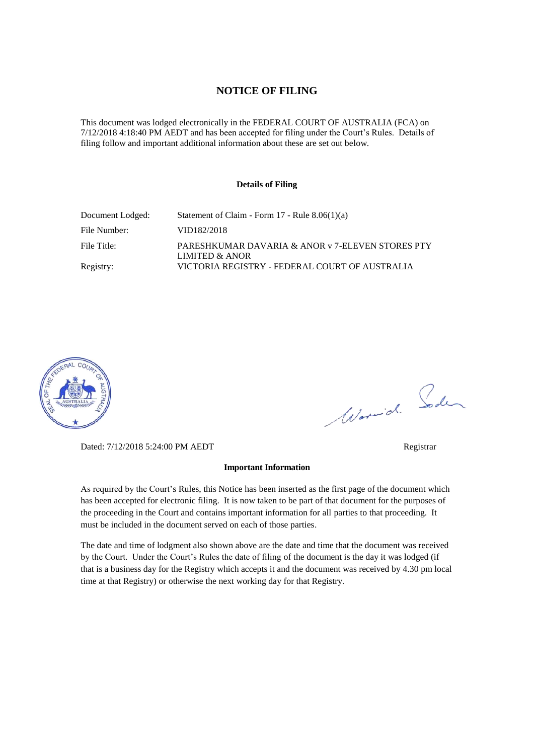# NOTICE OF FILING

This document was lodged electronically in the FEDERAL COURT OF AUSTRALIA (FCA) on 7/12/2018 4:18:40 PM AEDT and has been accepted for filing under the Court's Rules. Details of filing follow and important additional information about these are set out below.

**Details of Filing**

| | |
|---|---|
| Document Lodged: | Statement of Claim - Form 17 - Rule 8.06(1)(a) |
| File Number: | VID182/2018 |
| File Title: | PARESHKUMAR DAVARIA & ANOR v 7-ELEVEN STORES PTY LIMITED & ANOR |
| Registry: | VICTORIA REGISTRY - FEDERAL COURT OF AUSTRALIA |

Dated: 7/12/2018 5:24:00 PM AEDT

Registrar

**Important Information**

As required by the Court's Rules, this Notice has been inserted as the first page of the document which has been accepted for electronic filing. It is now taken to be part of that document for the purposes of the proceeding in the Court and contains important information for all parties to that proceeding. It must be included in the document served on each of those parties.

The date and time of lodgment also shown above are the date and time that the document was received by the Court. Under the Court's Rules the date of filing of the document is the day it was lodged (if that is a business day for the Registry which accepts it and the document was received by 4.30 pm local time at that Registry) or otherwise the next working day for that Registry.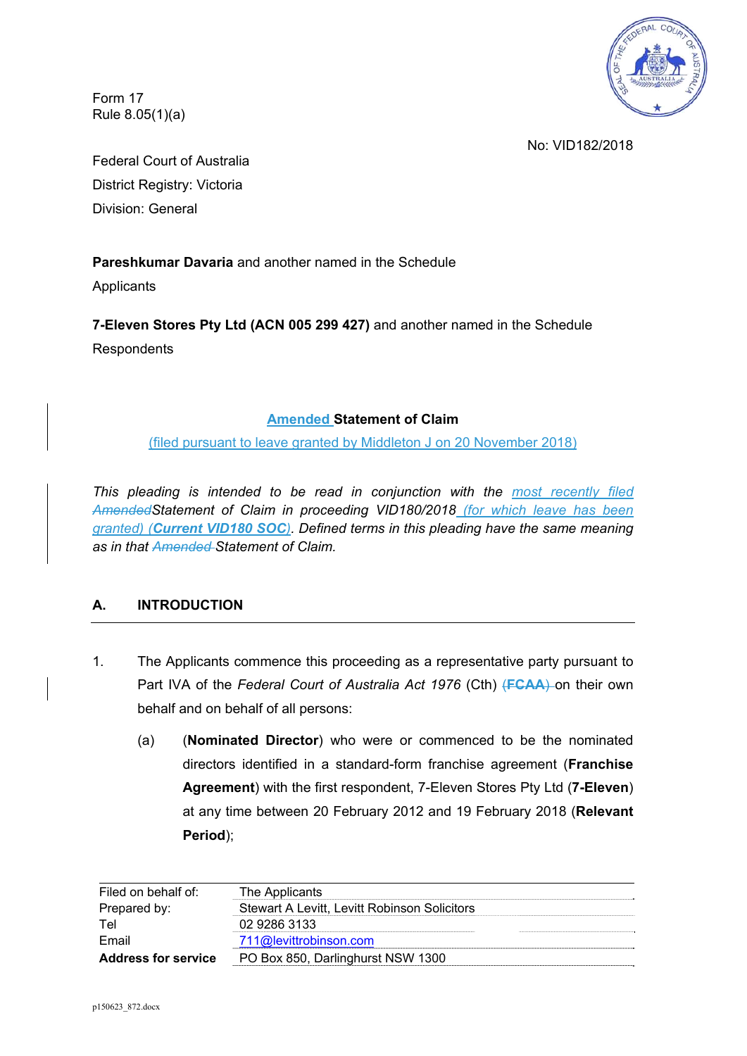Form 17
Rule 8.05(1)(a)

No: VID182/2018

Federal Court of Australia
District Registry: Victoria
Division: General

**Pareshkumar Davaria** and another named in the Schedule
Applicants

**7-Eleven Stores Pty Ltd (ACN 005 299 427)** and another named in the Schedule
Respondents

## Amended Statement of Claim

(filed pursuant to leave granted by Middleton J on 20 November 2018)

*This pleading is intended to be read in conjunction with the most recently filed ~~Amended~~Statement of Claim in proceeding VID180/2018 (for which leave has been granted) (**Current VID180 SOC**). Defined terms in this pleading have the same meaning as in that ~~Amended~~ Statement of Claim.*

## A. INTRODUCTION

1. The Applicants commence this proceeding as a representative party pursuant to Part IVA of the *Federal Court of Australia Act 1976* (Cth) ~~(**FCAA**)~~ on their own behalf and on behalf of all persons:

   (a) (**Nominated Director**) who were or commenced to be the nominated directors identified in a standard-form franchise agreement (**Franchise Agreement**) with the first respondent, 7-Eleven Stores Pty Ltd (**7-Eleven**) at any time between 20 February 2012 and 19 February 2018 (**Relevant Period**);

| | |
|---|---|
| Filed on behalf of: | The Applicants |
| Prepared by: | Stewart A Levitt, Levitt Robinson Solicitors |
| Tel | 02 9286 3133 |
| Email | 711@levittrobinson.com |
| **Address for service** | PO Box 850, Darlinghurst NSW 1300 |

p150623_872.docx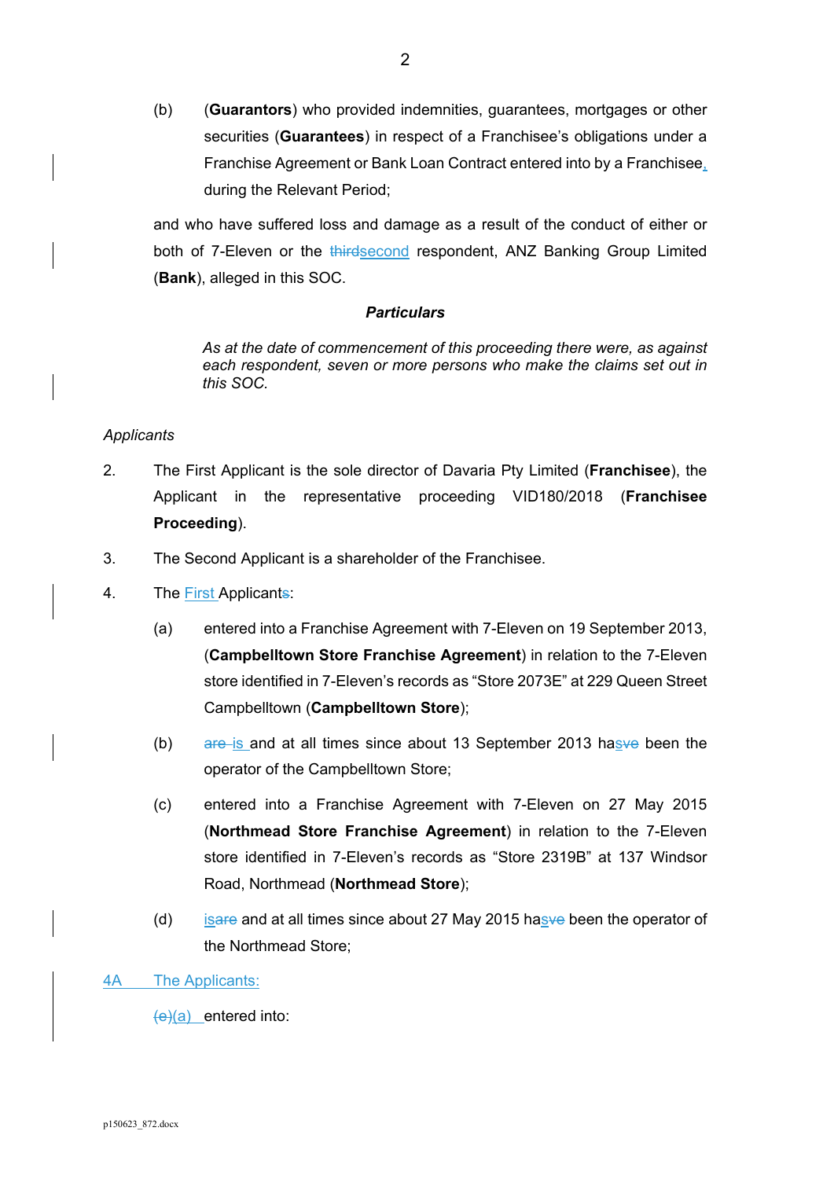(b) (**Guarantors**) who provided indemnities, guarantees, mortgages or other securities (**Guarantees**) in respect of a Franchisee's obligations under a Franchise Agreement or Bank Loan Contract entered into by a Franchisee, during the Relevant Period;

and who have suffered loss and damage as a result of the conduct of either or both of 7-Eleven or the ~~third~~second respondent, ANZ Banking Group Limited (**Bank**), alleged in this SOC.

***Particulars***

*As at the date of commencement of this proceeding there were, as against each respondent, seven or more persons who make the claims set out in this SOC.*

*Applicants*

2. The First Applicant is the sole director of Davaria Pty Limited (**Franchisee**), the Applicant in the representative proceeding VID180/2018 (**Franchisee Proceeding**).

3. The Second Applicant is a shareholder of the Franchisee.

4. The First Applicant~~s~~:

   (a) entered into a Franchise Agreement with 7-Eleven on 19 September 2013, (**Campbelltown Store Franchise Agreement**) in relation to the 7-Eleven store identified in 7-Eleven's records as "Store 2073E" at 229 Queen Street Campbelltown (**Campbelltown Store**);

   (b) ~~are~~ is and at all times since about 13 September 2013 ha~~ve~~s been the operator of the Campbelltown Store;

   (c) entered into a Franchise Agreement with 7-Eleven on 27 May 2015 (**Northmead Store Franchise Agreement**) in relation to the 7-Eleven store identified in 7-Eleven's records as "Store 2319B" at 137 Windsor Road, Northmead (**Northmead Store**);

   (d) is~~are~~ and at all times since about 27 May 2015 ha~~ve~~s been the operator of the Northmead Store;

4A The Applicants:

   ~~(e)~~(a) entered into: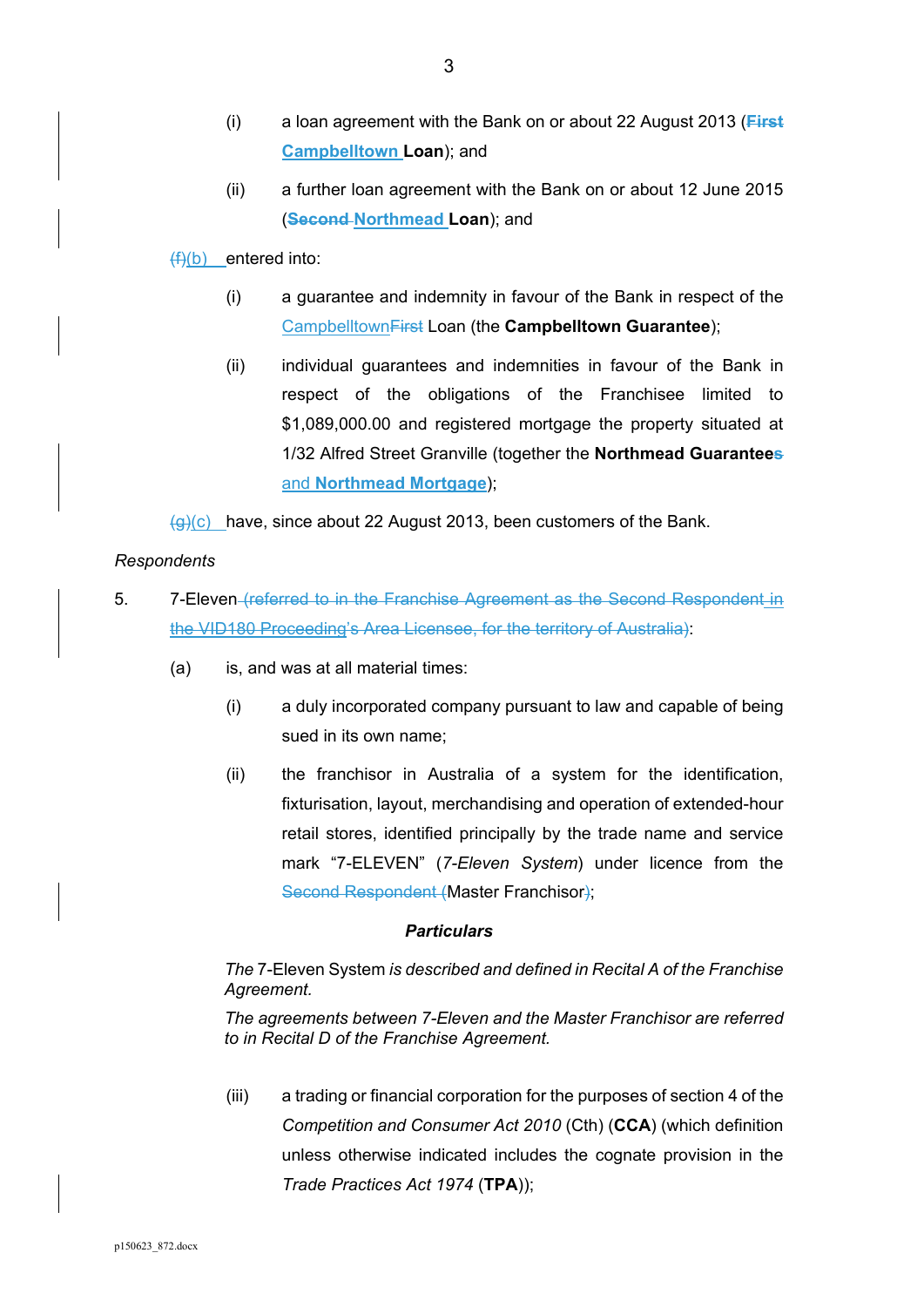(i) a loan agreement with the Bank on or about 22 August 2013 (~~**First**~~ **Campbelltown Loan**); and

(ii) a further loan agreement with the Bank on or about 12 June 2015 (~~**Second**~~ **Northmead Loan**); and

~~(f)~~(b) entered into:

(i) a guarantee and indemnity in favour of the Bank in respect of the Campbelltown~~First~~ Loan (the **Campbelltown Guarantee**);

(ii) individual guarantees and indemnities in favour of the Bank in respect of the obligations of the Franchisee limited to $1,089,000.00 and registered mortgage the property situated at 1/32 Alfred Street Granville (together the **Northmead Guarantee~~s~~** and **Northmead Mortgage**);

~~(g)~~(c) have, since about 22 August 2013, been customers of the Bank.

*Respondents*

5. 7-Eleven ~~(referred to in the Franchise Agreement as the Second Respondent in the VID180 Proceeding's Area Licensee, for the territory of Australia)~~:

(a) is, and was at all material times:

(i) a duly incorporated company pursuant to law and capable of being sued in its own name;

(ii) the franchisor in Australia of a system for the identification, fixturisation, layout, merchandising and operation of extended-hour retail stores, identified principally by the trade name and service mark "7-ELEVEN" (*7-Eleven System*) under licence from the ~~Second Respondent (~~Master Franchisor~~)~~;

***Particulars***

*The* 7-Eleven System *is described and defined in Recital A of the Franchise Agreement.*

*The agreements between 7-Eleven and the Master Franchisor are referred to in Recital D of the Franchise Agreement.*

(iii) a trading or financial corporation for the purposes of section 4 of the *Competition and Consumer Act 2010* (Cth) (**CCA**) (which definition unless otherwise indicated includes the cognate provision in the *Trade Practices Act 1974* (**TPA**));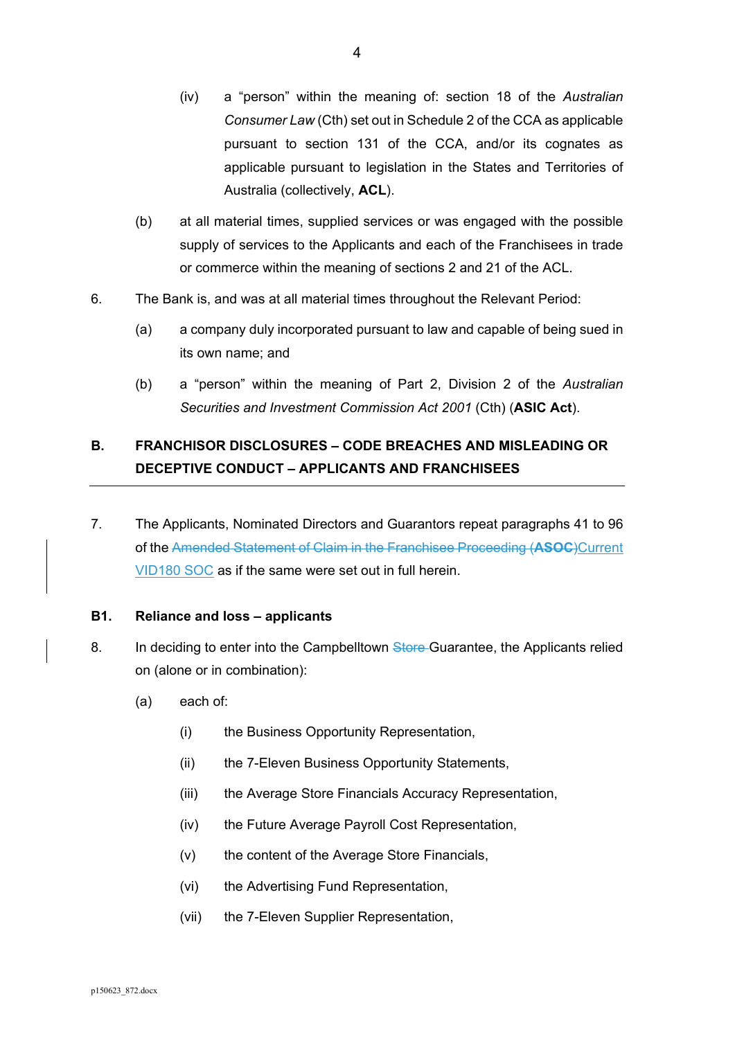(iv) a "person" within the meaning of: section 18 of the *Australian Consumer Law* (Cth) set out in Schedule 2 of the CCA as applicable pursuant to section 131 of the CCA, and/or its cognates as applicable pursuant to legislation in the States and Territories of Australia (collectively, **ACL**).

(b) at all material times, supplied services or was engaged with the possible supply of services to the Applicants and each of the Franchisees in trade or commerce within the meaning of sections 2 and 21 of the ACL.

6. The Bank is, and was at all material times throughout the Relevant Period:

   (a) a company duly incorporated pursuant to law and capable of being sued in its own name; and

   (b) a "person" within the meaning of Part 2, Division 2 of the *Australian Securities and Investment Commission Act 2001* (Cth) (**ASIC Act**).

## B. FRANCHISOR DISCLOSURES – CODE BREACHES AND MISLEADING OR DECEPTIVE CONDUCT – APPLICANTS AND FRANCHISEES

7. The Applicants, Nominated Directors and Guarantors repeat paragraphs 41 to 96 of the ~~Amended Statement of Claim in the Franchisee Proceeding (**ASOC**)~~Current VID180 SOC as if the same were set out in full herein.

### B1. Reliance and loss – applicants

8. In deciding to enter into the Campbelltown ~~Store~~ Guarantee, the Applicants relied on (alone or in combination):

   (a) each of:

      (i) the Business Opportunity Representation,

      (ii) the 7-Eleven Business Opportunity Statements,

      (iii) the Average Store Financials Accuracy Representation,

      (iv) the Future Average Payroll Cost Representation,

      (v) the content of the Average Store Financials,

      (vi) the Advertising Fund Representation,

      (vii) the 7-Eleven Supplier Representation,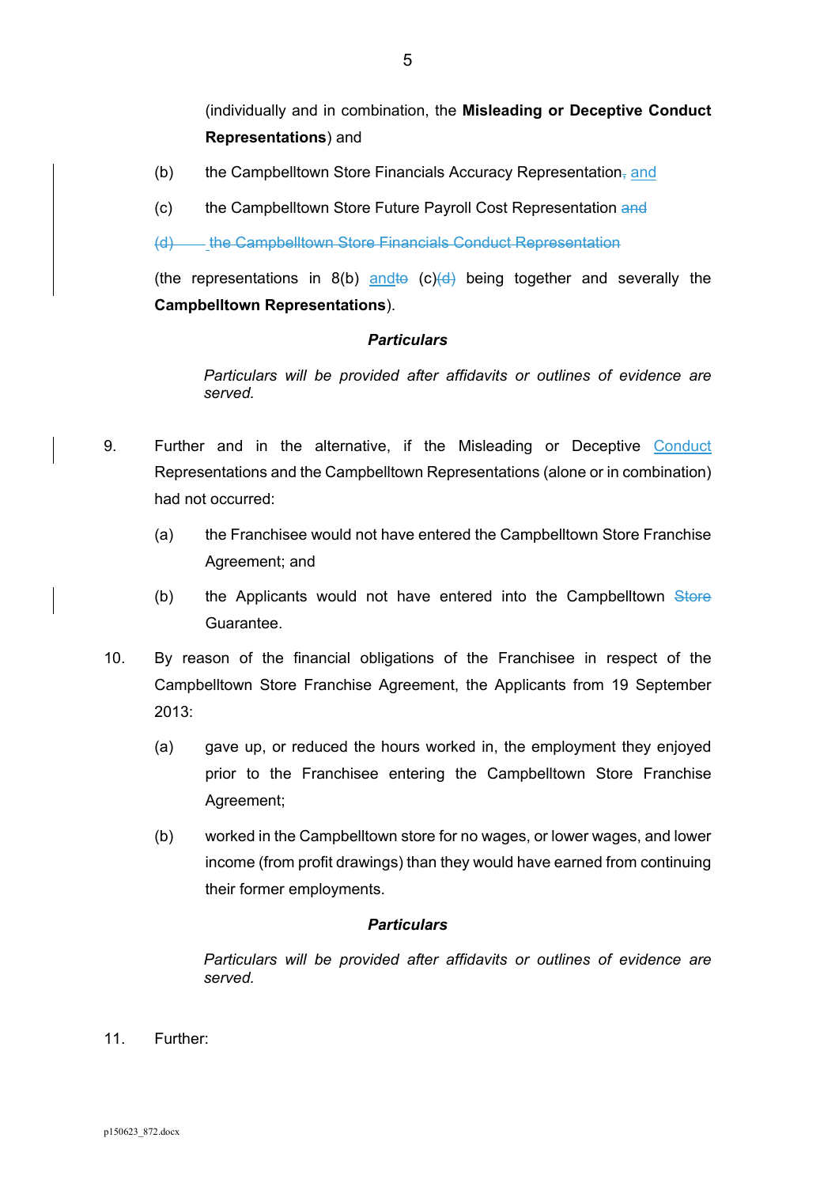(individually and in combination, the **Misleading or Deceptive Conduct Representations**) and

(b) the Campbelltown Store Financials Accuracy Representation~~,~~ and

(c) the Campbelltown Store Future Payroll Cost Representation ~~and~~

~~(d) the Campbelltown Store Financials Conduct Representation~~

(the representations in 8(b) and~~to~~ (c)~~(d)~~ being together and severally the **Campbelltown Representations**).

***Particulars***

*Particulars will be provided after affidavits or outlines of evidence are served.*

9. Further and in the alternative, if the Misleading or Deceptive Conduct Representations and the Campbelltown Representations (alone or in combination) had not occurred:

   (a) the Franchisee would not have entered the Campbelltown Store Franchise Agreement; and

   (b) the Applicants would not have entered into the Campbelltown ~~Store~~ Guarantee.

10. By reason of the financial obligations of the Franchisee in respect of the Campbelltown Store Franchise Agreement, the Applicants from 19 September 2013:

    (a) gave up, or reduced the hours worked in, the employment they enjoyed prior to the Franchisee entering the Campbelltown Store Franchise Agreement;

    (b) worked in the Campbelltown store for no wages, or lower wages, and lower income (from profit drawings) than they would have earned from continuing their former employments.

***Particulars***

*Particulars will be provided after affidavits or outlines of evidence are served.*

11. Further: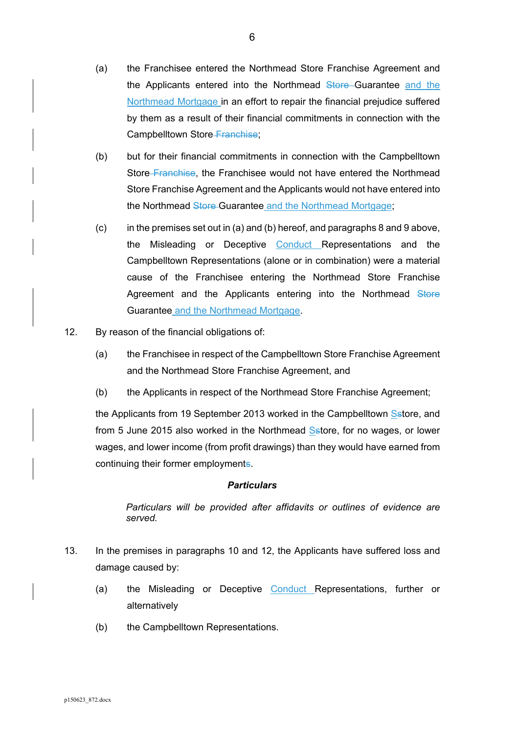(a) the Franchisee entered the Northmead Store Franchise Agreement and the Applicants entered into the Northmead ~~Store~~ Guarantee and the Northmead Mortgage in an effort to repair the financial prejudice suffered by them as a result of their financial commitments in connection with the Campbelltown Store ~~Franchise~~;

(b) but for their financial commitments in connection with the Campbelltown Store ~~Franchise~~, the Franchisee would not have entered the Northmead Store Franchise Agreement and the Applicants would not have entered into the Northmead ~~Store~~ Guarantee and the Northmead Mortgage;

(c) in the premises set out in (a) and (b) hereof, and paragraphs 8 and 9 above, the Misleading or Deceptive Conduct Representations and the Campbelltown Representations (alone or in combination) were a material cause of the Franchisee entering the Northmead Store Franchise Agreement and the Applicants entering into the Northmead ~~Store~~ Guarantee and the Northmead Mortgage.

12. By reason of the financial obligations of:

    (a) the Franchisee in respect of the Campbelltown Store Franchise Agreement and the Northmead Store Franchise Agreement, and

    (b) the Applicants in respect of the Northmead Store Franchise Agreement;

    the Applicants from 19 September 2013 worked in the Campbelltown S~~s~~tore, and from 5 June 2015 also worked in the Northmead S~~s~~tore, for no wages, or lower wages, and lower income (from profit drawings) than they would have earned from continuing their former employment~~s~~.

    ***Particulars***

    *Particulars will be provided after affidavits or outlines of evidence are served.*

13. In the premises in paragraphs 10 and 12, the Applicants have suffered loss and damage caused by:

    (a) the Misleading or Deceptive Conduct Representations, further or alternatively

    (b) the Campbelltown Representations.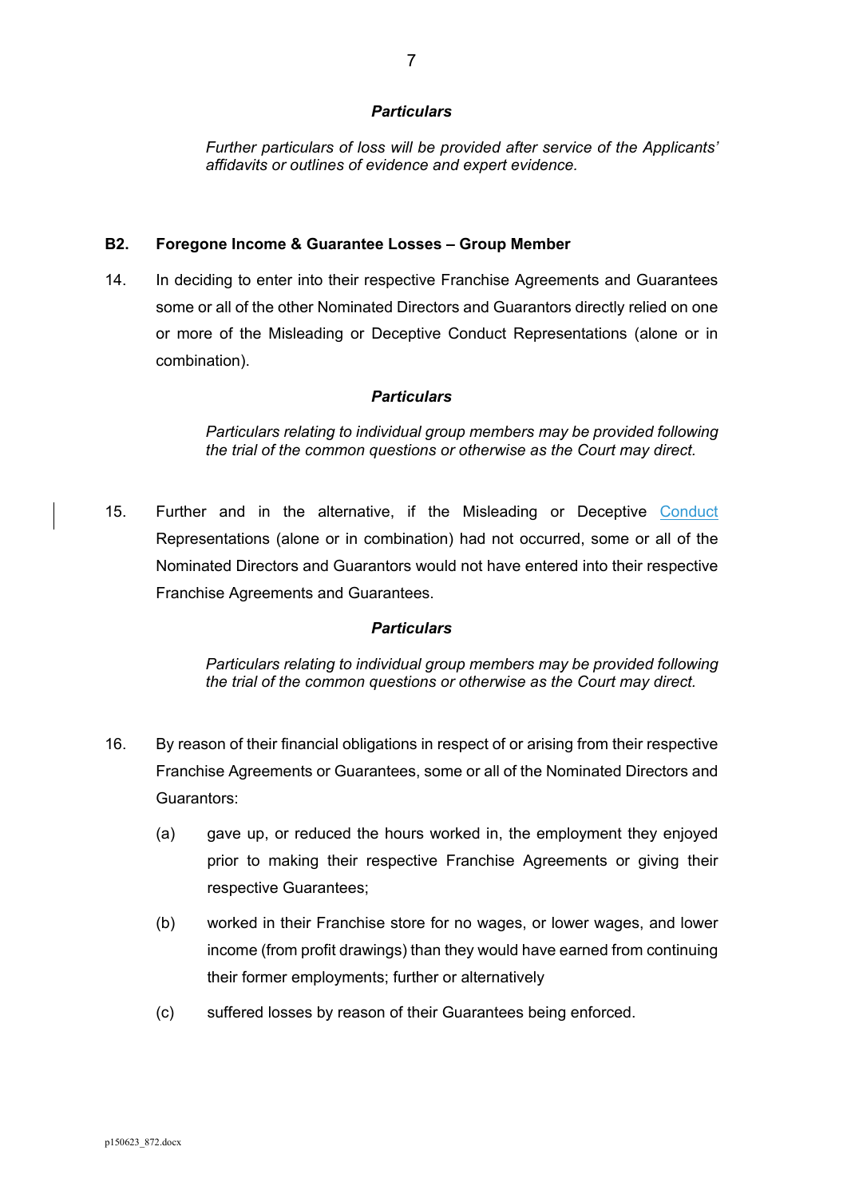***Particulars***

*Further particulars of loss will be provided after service of the Applicants' affidavits or outlines of evidence and expert evidence.*

## B2. Foregone Income & Guarantee Losses – Group Member

14. In deciding to enter into their respective Franchise Agreements and Guarantees some or all of the other Nominated Directors and Guarantors directly relied on one or more of the Misleading or Deceptive Conduct Representations (alone or in combination).

***Particulars***

*Particulars relating to individual group members may be provided following the trial of the common questions or otherwise as the Court may direct.*

15. Further and in the alternative, if the Misleading or Deceptive Conduct Representations (alone or in combination) had not occurred, some or all of the Nominated Directors and Guarantors would not have entered into their respective Franchise Agreements and Guarantees.

***Particulars***

*Particulars relating to individual group members may be provided following the trial of the common questions or otherwise as the Court may direct.*

16. By reason of their financial obligations in respect of or arising from their respective Franchise Agreements or Guarantees, some or all of the Nominated Directors and Guarantors:

    (a) gave up, or reduced the hours worked in, the employment they enjoyed prior to making their respective Franchise Agreements or giving their respective Guarantees;

    (b) worked in their Franchise store for no wages, or lower wages, and lower income (from profit drawings) than they would have earned from continuing their former employments; further or alternatively

    (c) suffered losses by reason of their Guarantees being enforced.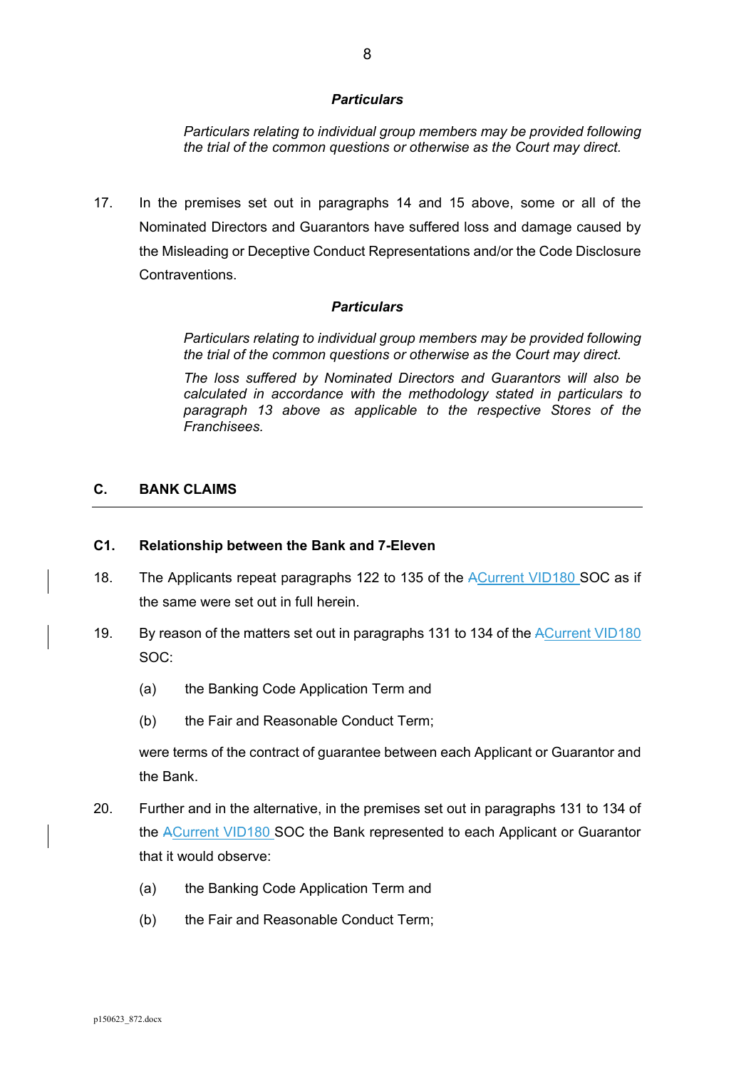***Particulars***

*Particulars relating to individual group members may be provided following the trial of the common questions or otherwise as the Court may direct.*

17. In the premises set out in paragraphs 14 and 15 above, some or all of the Nominated Directors and Guarantors have suffered loss and damage caused by the Misleading or Deceptive Conduct Representations and/or the Code Disclosure Contraventions.

***Particulars***

*Particulars relating to individual group members may be provided following the trial of the common questions or otherwise as the Court may direct.*

*The loss suffered by Nominated Directors and Guarantors will also be calculated in accordance with the methodology stated in particulars to paragraph 13 above as applicable to the respective Stores of the Franchisees.*

## C. BANK CLAIMS

### C1. Relationship between the Bank and 7-Eleven

18. The Applicants repeat paragraphs 122 to 135 of the ~~A~~Current VID180 SOC as if the same were set out in full herein.

19. By reason of the matters set out in paragraphs 131 to 134 of the ~~A~~Current VID180 SOC:

    (a) the Banking Code Application Term and

    (b) the Fair and Reasonable Conduct Term;

    were terms of the contract of guarantee between each Applicant or Guarantor and the Bank.

20. Further and in the alternative, in the premises set out in paragraphs 131 to 134 of the ~~A~~Current VID180 SOC the Bank represented to each Applicant or Guarantor that it would observe:

    (a) the Banking Code Application Term and

    (b) the Fair and Reasonable Conduct Term;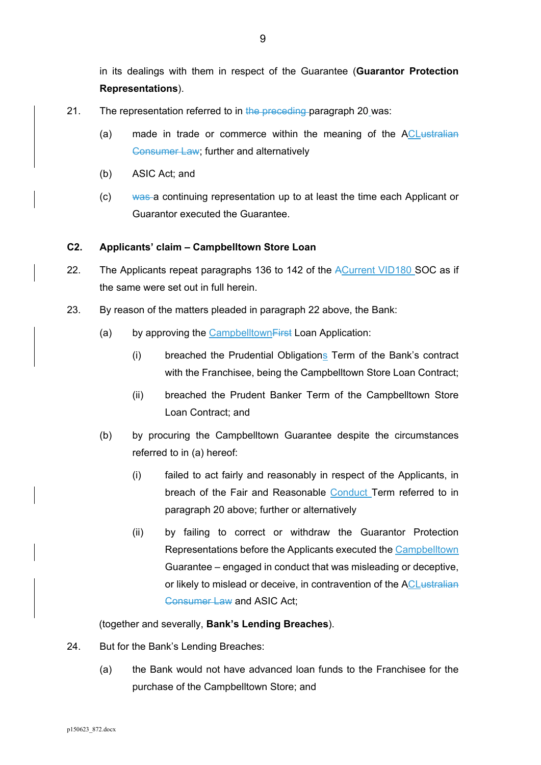in its dealings with them in respect of the Guarantee (**Guarantor Protection Representations**).

21. The representation referred to in ~~the preceding~~ paragraph <u>20</u> was:

    (a) made in trade or commerce within the meaning of the A<u>CL</u>~~ustralian Consumer Law~~; further and alternatively

    (b) ASIC Act; and

    (c) ~~was~~ a continuing representation up to at least the time each Applicant or Guarantor executed the Guarantee.

**C2. Applicants' claim – Campbelltown Store Loan**

22. The Applicants repeat paragraphs 136 to 142 of the ~~A~~<u>Current VID180</u> SOC as if the same were set out in full herein.

23. By reason of the matters pleaded in paragraph 22 above, the Bank:

    (a) by approving the <u>Campbelltown</u>~~First~~ Loan Application:

        (i) breached the Prudential Obligation<u>s</u> Term of the Bank's contract with the Franchisee, being the Campbelltown Store Loan Contract;

        (ii) breached the Prudent Banker Term of the Campbelltown Store Loan Contract; and

    (b) by procuring the Campbelltown Guarantee despite the circumstances referred to in (a) hereof:

        (i) failed to act fairly and reasonably in respect of the Applicants, in breach of the Fair and Reasonable <u>Conduct</u> Term referred to in paragraph 20 above; further or alternatively

        (ii) by failing to correct or withdraw the Guarantor Protection Representations before the Applicants executed the <u>Campbelltown</u> Guarantee – engaged in conduct that was misleading or deceptive, or likely to mislead or deceive, in contravention of the A<u>CL</u>~~ustralian Consumer Law~~ and ASIC Act;

(together and severally, **Bank's Lending Breaches**).

24. But for the Bank's Lending Breaches:

    (a) the Bank would not have advanced loan funds to the Franchisee for the purchase of the Campbelltown Store; and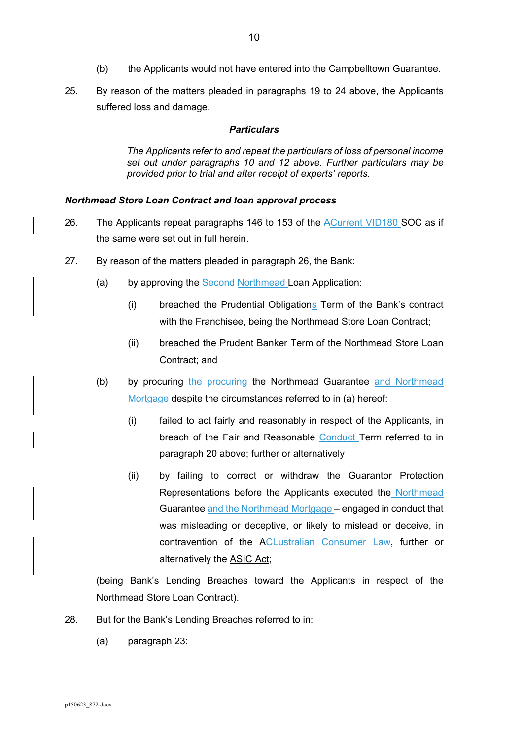(b) the Applicants would not have entered into the Campbelltown Guarantee.

25. By reason of the matters pleaded in paragraphs 19 to 24 above, the Applicants suffered loss and damage.

***Particulars***

*The Applicants refer to and repeat the particulars of loss of personal income set out under paragraphs 10 and 12 above. Further particulars may be provided prior to trial and after receipt of experts' reports.*

***Northmead Store Loan Contract and loan approval process***

26. The Applicants repeat paragraphs 146 to 153 of the ~~A~~Current VID180 SOC as if the same were set out in full herein.

27. By reason of the matters pleaded in paragraph 26, the Bank:

(a) by approving the ~~Second~~ Northmead Loan Application:

(i) breached the Prudential Obligations Term of the Bank's contract with the Franchisee, being the Northmead Store Loan Contract;

(ii) breached the Prudent Banker Term of the Northmead Store Loan Contract; and

(b) by procuring ~~the procuring~~ the Northmead Guarantee and Northmead Mortgage despite the circumstances referred to in (a) hereof:

(i) failed to act fairly and reasonably in respect of the Applicants, in breach of the Fair and Reasonable Conduct Term referred to in paragraph 20 above; further or alternatively

(ii) by failing to correct or withdraw the Guarantor Protection Representations before the Applicants executed the Northmead Guarantee and the Northmead Mortgage – engaged in conduct that was misleading or deceptive, or likely to mislead or deceive, in contravention of the ACL~~ustralian Consumer Law~~, further or alternatively the ASIC Act;

(being Bank's Lending Breaches toward the Applicants in respect of the Northmead Store Loan Contract).

28. But for the Bank's Lending Breaches referred to in:

(a) paragraph 23: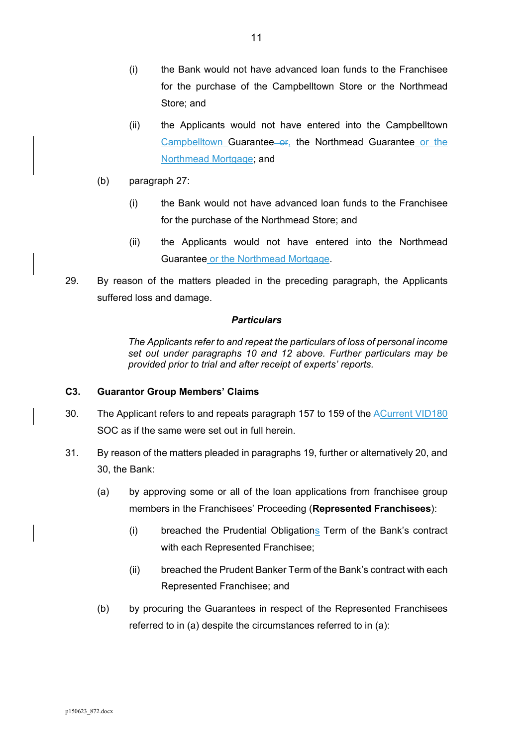(i) the Bank would not have advanced loan funds to the Franchisee for the purchase of the Campbelltown Store or the Northmead Store; and

(ii) the Applicants would not have entered into the Campbelltown Campbelltown Guarantee ~~or~~, the Northmead Guarantee or the Northmead Mortgage; and

(b) paragraph 27:

(i) the Bank would not have advanced loan funds to the Franchisee for the purchase of the Northmead Store; and

(ii) the Applicants would not have entered into the Northmead Guarantee or the Northmead Mortgage.

29. By reason of the matters pleaded in the preceding paragraph, the Applicants suffered loss and damage.

***Particulars***

*The Applicants refer to and repeat the particulars of loss of personal income set out under paragraphs 10 and 12 above. Further particulars may be provided prior to trial and after receipt of experts' reports.*

## C3. Guarantor Group Members' Claims

30. The Applicant refers to and repeats paragraph 157 to 159 of the ~~A~~Current VID180 SOC as if the same were set out in full herein.

31. By reason of the matters pleaded in paragraphs 19, further or alternatively 20, and 30, the Bank:

(a) by approving some or all of the loan applications from franchisee group members in the Franchisees' Proceeding (**Represented Franchisees**):

(i) breached the Prudential Obligations Term of the Bank's contract with each Represented Franchisee;

(ii) breached the Prudent Banker Term of the Bank's contract with each Represented Franchisee; and

(b) by procuring the Guarantees in respect of the Represented Franchisees referred to in (a) despite the circumstances referred to in (a):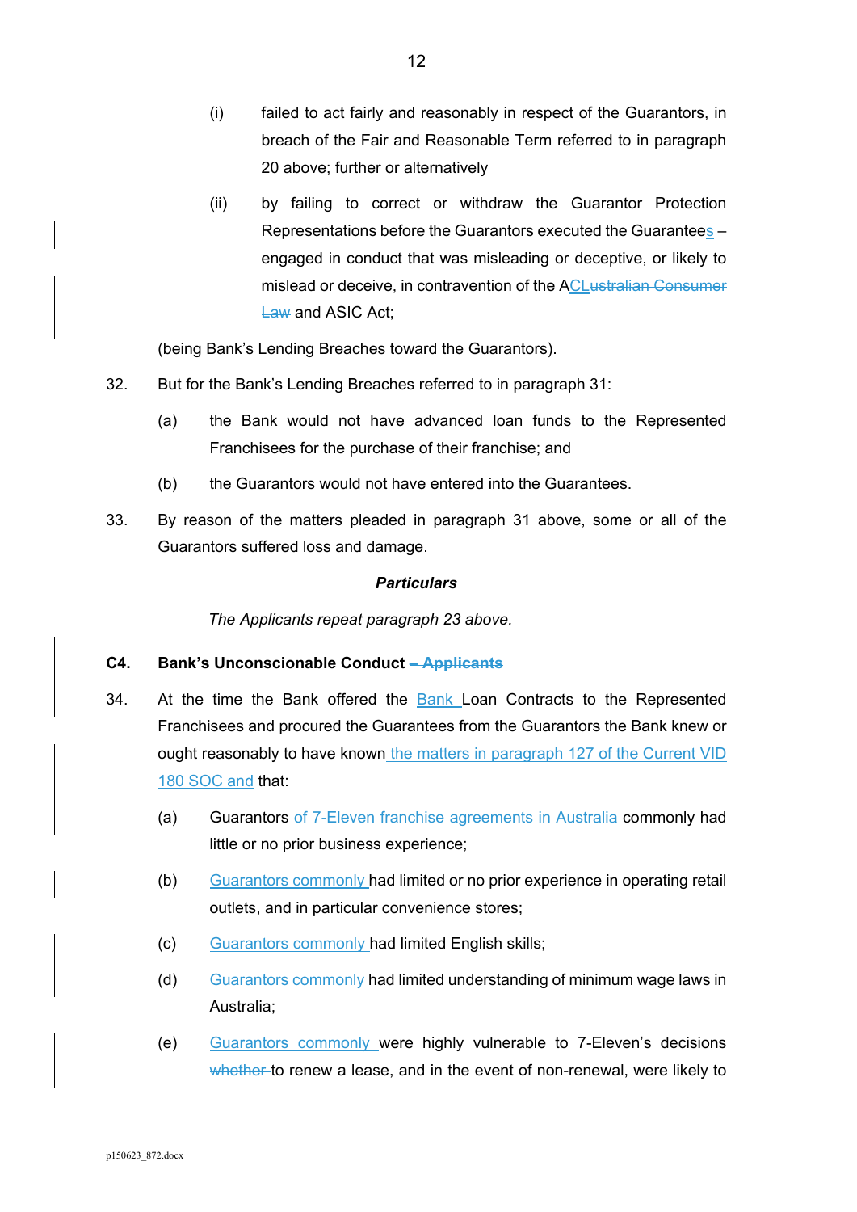(i) failed to act fairly and reasonably in respect of the Guarantors, in breach of the Fair and Reasonable Term referred to in paragraph 20 above; further or alternatively

(ii) by failing to correct or withdraw the Guarantor Protection Representations before the Guarantors executed the Guarantees – engaged in conduct that was misleading or deceptive, or likely to mislead or deceive, in contravention of the ACLustralian Consumer Law and ASIC Act;

(being Bank's Lending Breaches toward the Guarantors).

32. But for the Bank's Lending Breaches referred to in paragraph 31:

(a) the Bank would not have advanced loan funds to the Represented Franchisees for the purchase of their franchise; and

(b) the Guarantors would not have entered into the Guarantees.

33. By reason of the matters pleaded in paragraph 31 above, some or all of the Guarantors suffered loss and damage.

***Particulars***

*The Applicants repeat paragraph 23 above.*

**C4. Bank's Unconscionable Conduct – Applicants**

34. At the time the Bank offered the Bank Loan Contracts to the Represented Franchisees and procured the Guarantees from the Guarantors the Bank knew or ought reasonably to have known the matters in paragraph 127 of the Current VID 180 SOC and that:

(a) Guarantors of 7-Eleven franchise agreements in Australia commonly had little or no prior business experience;

(b) Guarantors commonly had limited or no prior experience in operating retail outlets, and in particular convenience stores;

(c) Guarantors commonly had limited English skills;

(d) Guarantors commonly had limited understanding of minimum wage laws in Australia;

(e) Guarantors commonly were highly vulnerable to 7-Eleven's decisions whether to renew a lease, and in the event of non-renewal, were likely to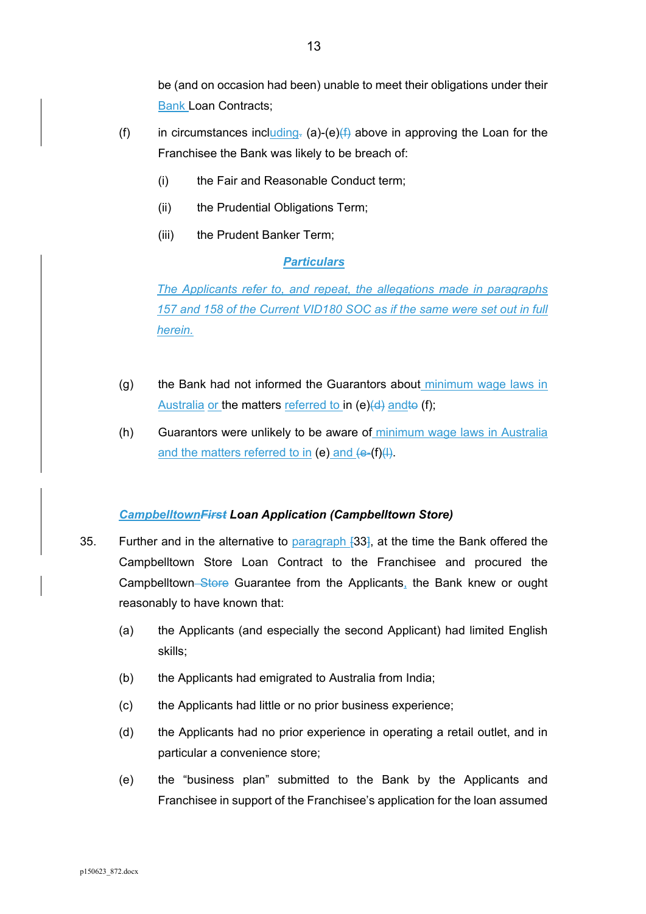be (and on occasion had been) unable to meet their obligations under their Bank Loan Contracts;

(f) in circumstances including. (a)-(e)(f) above in approving the Loan for the Franchisee the Bank was likely to be breach of:

(i) the Fair and Reasonable Conduct term;

(ii) the Prudential Obligations Term;

(iii) the Prudent Banker Term;

***Particulars***

*The Applicants refer to, and repeat, the allegations made in paragraphs 157 and 158 of the Current VID180 SOC as if the same were set out in full herein.*

(g) the Bank had not informed the Guarantors about minimum wage laws in Australia or the matters referred to in (e)(d) andto (f);

(h) Guarantors were unlikely to be aware of minimum wage laws in Australia and the matters referred to in (e) and (e-(f)(l).

***CampbelltownFirst Loan Application (Campbelltown Store)***

35. Further and in the alternative to paragraph [33], at the time the Bank offered the Campbelltown Store Loan Contract to the Franchisee and procured the Campbelltown Store Guarantee from the Applicants, the Bank knew or ought reasonably to have known that:

(a) the Applicants (and especially the second Applicant) had limited English skills;

(b) the Applicants had emigrated to Australia from India;

(c) the Applicants had little or no prior business experience;

(d) the Applicants had no prior experience in operating a retail outlet, and in particular a convenience store;

(e) the "business plan" submitted to the Bank by the Applicants and Franchisee in support of the Franchisee's application for the loan assumed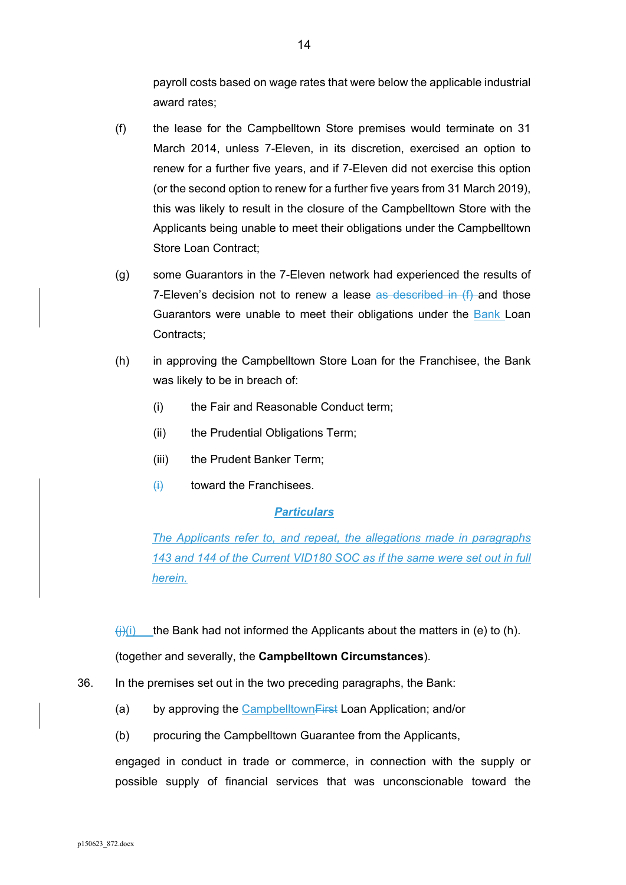payroll costs based on wage rates that were below the applicable industrial award rates;

(f) the lease for the Campbelltown Store premises would terminate on 31 March 2014, unless 7-Eleven, in its discretion, exercised an option to renew for a further five years, and if 7-Eleven did not exercise this option (or the second option to renew for a further five years from 31 March 2019), this was likely to result in the closure of the Campbelltown Store with the Applicants being unable to meet their obligations under the Campbelltown Store Loan Contract;

(g) some Guarantors in the 7-Eleven network had experienced the results of 7-Eleven's decision not to renew a lease ~~as described in (f)~~ and those Guarantors were unable to meet their obligations under the Bank Loan Contracts;

(h) in approving the Campbelltown Store Loan for the Franchisee, the Bank was likely to be in breach of:

(i) the Fair and Reasonable Conduct term;

(ii) the Prudential Obligations Term;

(iii) the Prudent Banker Term;

~~(i)~~ toward the Franchisees.

***Particulars***

*The Applicants refer to, and repeat, the allegations made in paragraphs 143 and 144 of the Current VID180 SOC as if the same were set out in full herein.*

~~(j)~~(i) the Bank had not informed the Applicants about the matters in (e) to (h).

(together and severally, the **Campbelltown Circumstances**).

36. In the premises set out in the two preceding paragraphs, the Bank:

(a) by approving the Campbelltown~~First~~ Loan Application; and/or

(b) procuring the Campbelltown Guarantee from the Applicants,

engaged in conduct in trade or commerce, in connection with the supply or possible supply of financial services that was unconscionable toward the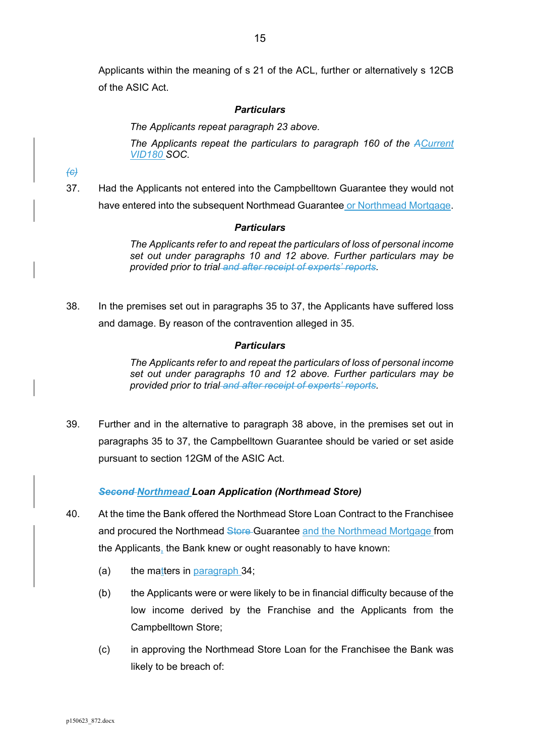Applicants within the meaning of s 21 of the ACL, further or alternatively s 12CB of the ASIC Act.

***Particulars***

*The Applicants repeat paragraph 23 above.*

*The Applicants repeat the particulars to paragraph 160 of the ~~A~~Current VID180 SOC.*

~~*(c)*~~

37. Had the Applicants not entered into the Campbelltown Guarantee they would not have entered into the subsequent Northmead Guarantee or Northmead Mortgage.

***Particulars***

*The Applicants refer to and repeat the particulars of loss of personal income set out under paragraphs 10 and 12 above. Further particulars may be provided prior to trial ~~and after receipt of experts' reports~~.*

38. In the premises set out in paragraphs 35 to 37, the Applicants have suffered loss and damage. By reason of the contravention alleged in 35.

***Particulars***

*The Applicants refer to and repeat the particulars of loss of personal income set out under paragraphs 10 and 12 above. Further particulars may be provided prior to trial ~~and after receipt of experts' reports~~.*

39. Further and in the alternative to paragraph 38 above, in the premises set out in paragraphs 35 to 37, the Campbelltown Guarantee should be varied or set aside pursuant to section 12GM of the ASIC Act.

***~~Second~~ Northmead Loan Application (Northmead Store)***

40. At the time the Bank offered the Northmead Store Loan Contract to the Franchisee and procured the Northmead ~~Store~~ Guarantee and the Northmead Mortgage from the Applicants, the Bank knew or ought reasonably to have known:

    (a) the matters in paragraph 34;

    (b) the Applicants were or were likely to be in financial difficulty because of the low income derived by the Franchise and the Applicants from the Campbelltown Store;

    (c) in approving the Northmead Store Loan for the Franchisee the Bank was likely to be breach of: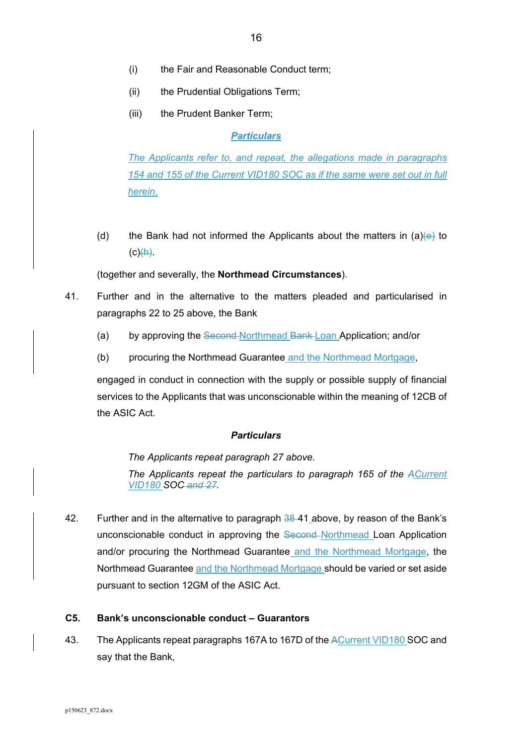(i) the Fair and Reasonable Conduct term;

(ii) the Prudential Obligations Term;

(iii) the Prudent Banker Term;

***Particulars***

*The Applicants refer to, and repeat, the allegations made in paragraphs 154 and 155 of the Current VID180 SOC as if the same were set out in full herein.*

(d) the Bank had not informed the Applicants about the matters in (a)~~(e)~~ to (c)~~(h)~~.

(together and severally, the **Northmead Circumstances**).

41. Further and in the alternative to the matters pleaded and particularised in paragraphs 22 to 25 above, the Bank

(a) by approving the ~~Second~~ Northmead ~~Bank~~ Loan Application; and/or

(b) procuring the Northmead Guarantee and the Northmead Mortgage,

engaged in conduct in connection with the supply or possible supply of financial services to the Applicants that was unconscionable within the meaning of 12CB of the ASIC Act.

***Particulars***

*The Applicants repeat paragraph 27 above.*

*The Applicants repeat the particulars to paragraph 165 of the ~~A~~Current VID180 SOC ~~and 27~~.*

42. Further and in the alternative to paragraph ~~38~~ 41 above, by reason of the Bank's unconscionable conduct in approving the ~~Second~~ Northmead Loan Application and/or procuring the Northmead Guarantee and the Northmead Mortgage, the Northmead Guarantee and the Northmead Mortgage should be varied or set aside pursuant to section 12GM of the ASIC Act.

## C5. Bank's unconscionable conduct – Guarantors

43. The Applicants repeat paragraphs 167A to 167D of the ~~A~~Current VID180 SOC and say that the Bank,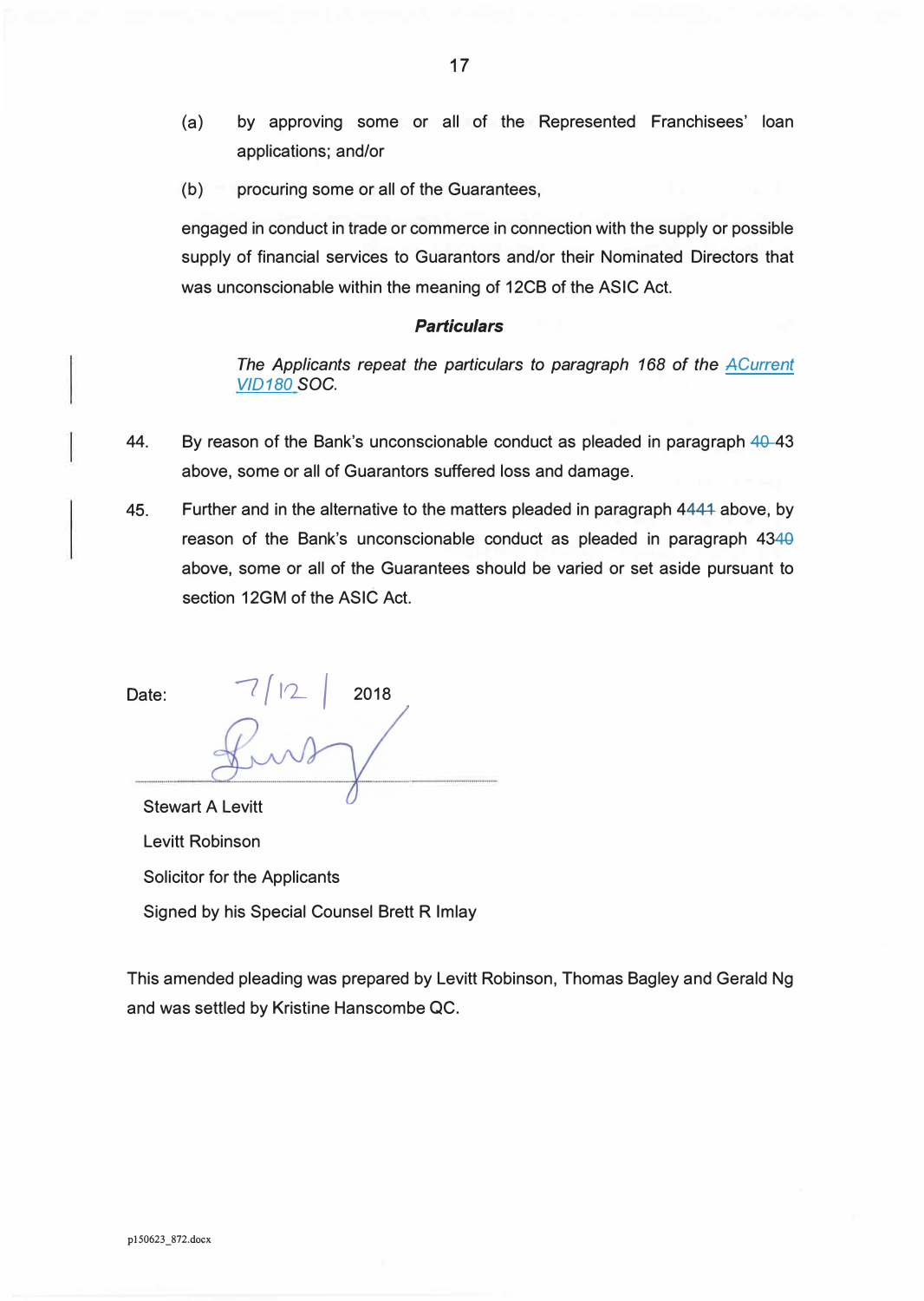(a) by approving some or all of the Represented Franchisees' loan applications; and/or

(b) procuring some or all of the Guarantees,

engaged in conduct in trade or commerce in connection with the supply or possible supply of financial services to Guarantors and/or their Nominated Directors that was unconscionable within the meaning of 12CB of the ASIC Act.

***Particulars***

*The Applicants repeat the particulars to paragraph 168 of the ACurrent VID180 SOC.*

44. By reason of the Bank's unconscionable conduct as pleaded in paragraph 40 43 above, some or all of Guarantors suffered loss and damage.

45. Further and in the alternative to the matters pleaded in paragraph 4441 above, by reason of the Bank's unconscionable conduct as pleaded in paragraph 4340 above, some or all of the Guarantees should be varied or set aside pursuant to section 12GM of the ASIC Act.

Date: 7/12/ 2018

Stewart A Levitt

Levitt Robinson

Solicitor for the Applicants

Signed by his Special Counsel Brett R Imlay

This amended pleading was prepared by Levitt Robinson, Thomas Bagley and Gerald Ng and was settled by Kristine Hanscombe QC.

p150623_872.docx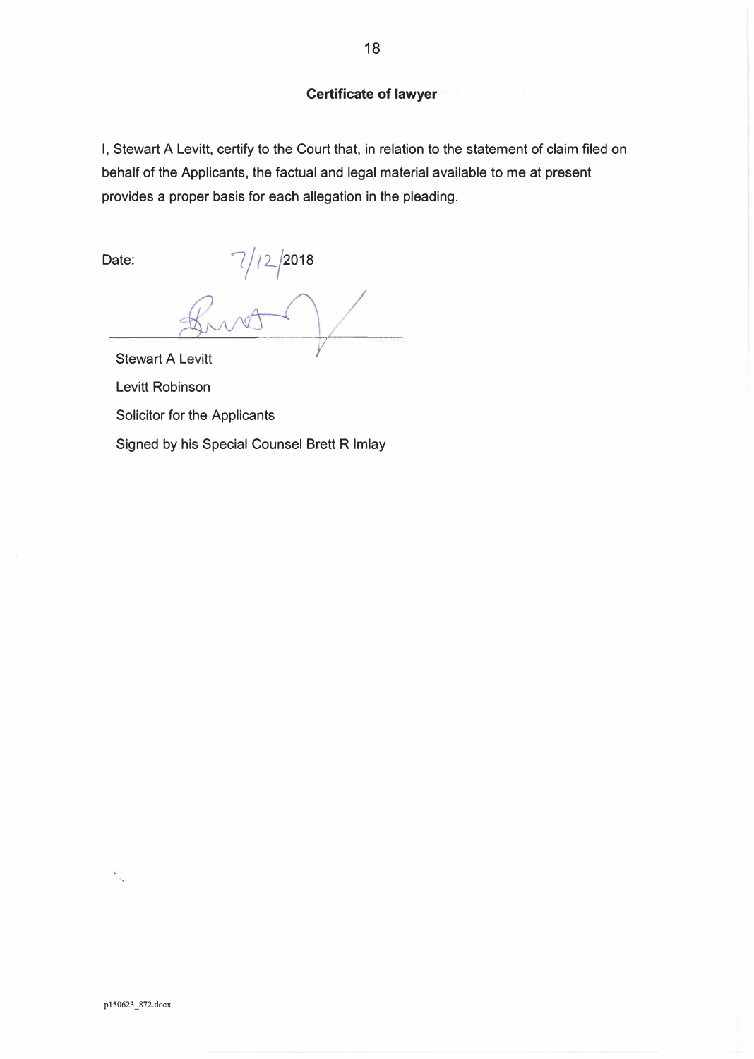**Certificate of lawyer**

I, Stewart A Levitt, certify to the Court that, in relation to the statement of claim filed on behalf of the Applicants, the factual and legal material available to me at present provides a proper basis for each allegation in the pleading.

Date: 7/12/2018

Stewart A Levitt

Levitt Robinson

Solicitor for the Applicants

Signed by his Special Counsel Brett R Imlay

p150623_872.docx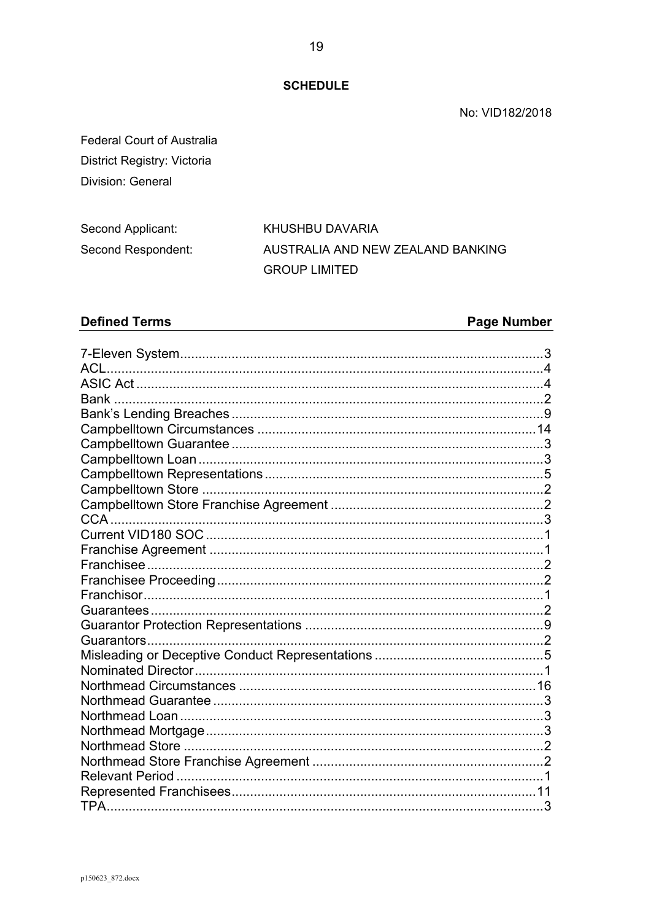**SCHEDULE**

No: VID182/2018

Federal Court of Australia
District Registry: Victoria
Division: General

| | |
|---|---|
| Second Applicant: | KHUSHBU DAVARIA |
| Second Respondent: | AUSTRALIA AND NEW ZEALAND BANKING GROUP LIMITED |

| Defined Terms | Page Number |
|---|---|
| 7-Eleven System | 3 |
| ACL | 4 |
| ASIC Act | 4 |
| Bank | 2 |
| Bank's Lending Breaches | 9 |
| Campbelltown Circumstances | 14 |
| Campbelltown Guarantee | 3 |
| Campbelltown Loan | 3 |
| Campbelltown Representations | 5 |
| Campbelltown Store | 2 |
| Campbelltown Store Franchise Agreement | 2 |
| CCA | 3 |
| Current VID180 SOC | 1 |
| Franchise Agreement | 1 |
| Franchisee | 2 |
| Franchisee Proceeding | 2 |
| Franchisor | 1 |
| Guarantees | 2 |
| Guarantor Protection Representations | 9 |
| Guarantors | 2 |
| Misleading or Deceptive Conduct Representations | 5 |
| Nominated Director | 1 |
| Northmead Circumstances | 16 |
| Northmead Guarantee | 3 |
| Northmead Loan | 3 |
| Northmead Mortgage | 3 |
| Northmead Store | 2 |
| Northmead Store Franchise Agreement | 2 |
| Relevant Period | 1 |
| Represented Franchisees | 11 |
| TPA | 3 |